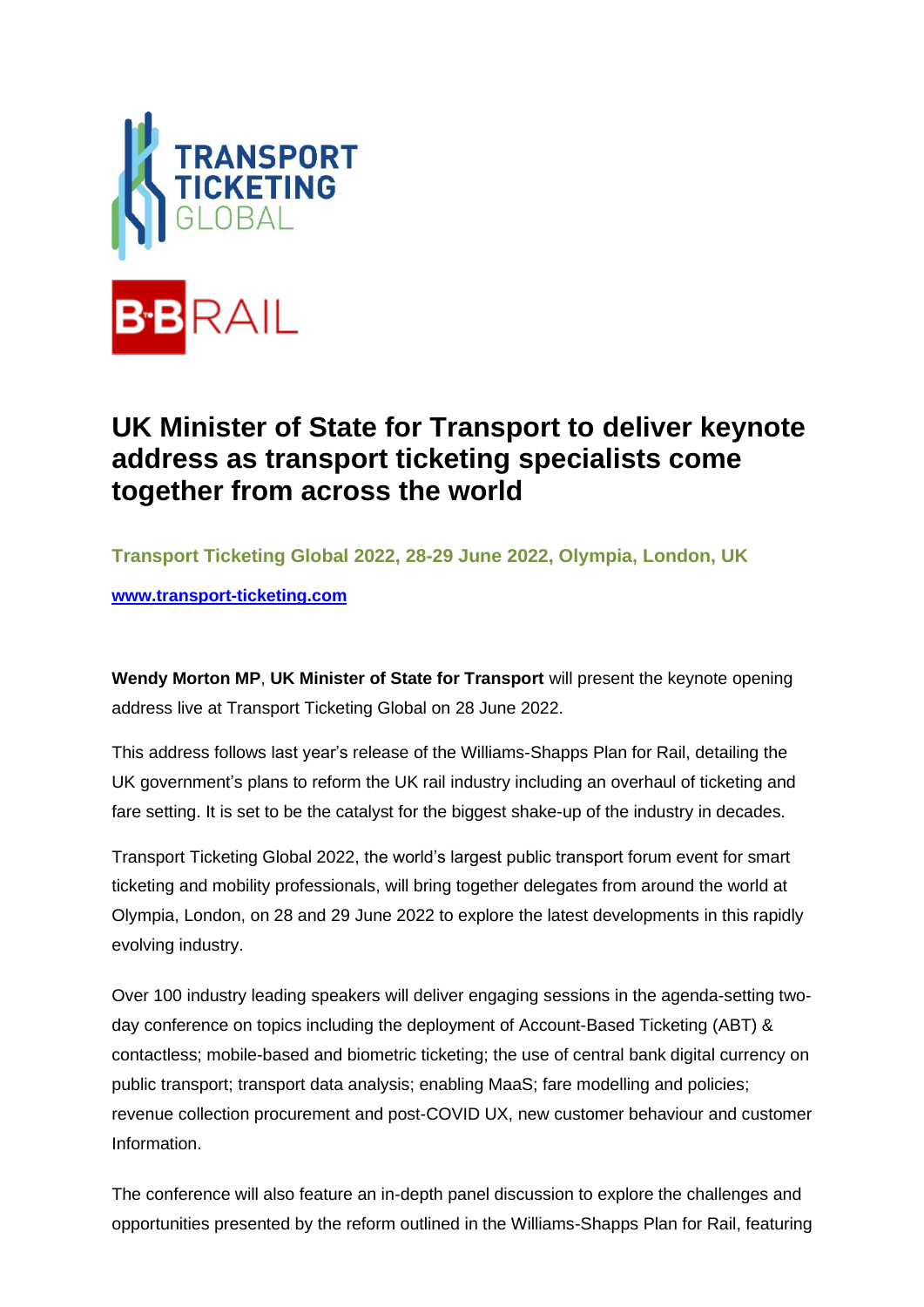# UK Minister of State for Transport to deliver keynote address as transport ticketing specialists come together from across the world

**Transport Ticketing Global 2022, 28-29 June 2022, Olympia, London, UK**

**www.transport-ticketing.com**

**Wendy Morton MP**, **UK Minister of State for Transport** will present the keynote opening address live at Transport Ticketing Global on 28 June 2022.

This address follows last year's release of the Williams-Shapps Plan for Rail, detailing the UK government's plans to reform the UK rail industry including an overhaul of ticketing and fare setting. It is set to be the catalyst for the biggest shake-up of the industry in decades.

Transport Ticketing Global 2022, the world's largest public transport forum event for smart ticketing and mobility professionals, will bring together delegates from around the world at Olympia, London, on 28 and 29 June 2022 to explore the latest developments in this rapidly evolving industry.

Over 100 industry leading speakers will deliver engaging sessions in the agenda-setting two-day conference on topics including the deployment of Account-Based Ticketing (ABT) & contactless; mobile-based and biometric ticketing; the use of central bank digital currency on public transport; transport data analysis; enabling MaaS; fare modelling and policies; revenue collection procurement and post-COVID UX, new customer behaviour and customer Information.

The conference will also feature an in-depth panel discussion to explore the challenges and opportunities presented by the reform outlined in the Williams-Shapps Plan for Rail, featuring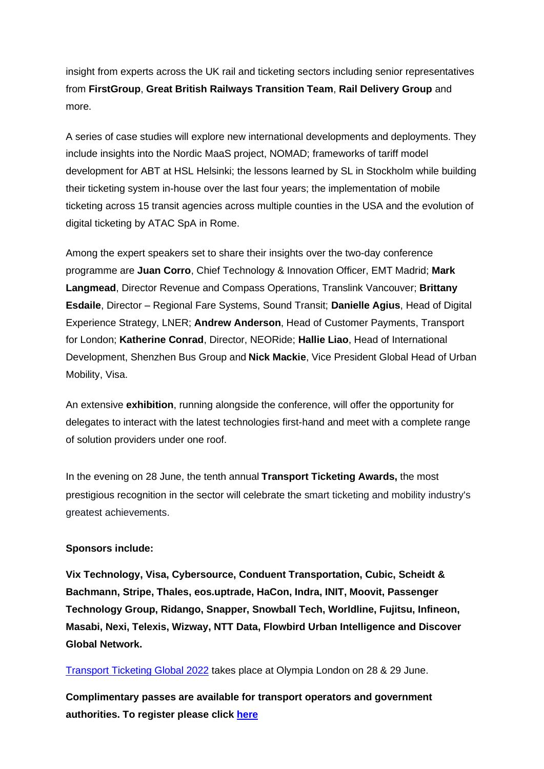insight from experts across the UK rail and ticketing sectors including senior representatives from **FirstGroup**, **Great British Railways Transition Team**, **Rail Delivery Group** and more.

A series of case studies will explore new international developments and deployments. They include insights into the Nordic MaaS project, NOMAD; frameworks of tariff model development for ABT at HSL Helsinki; the lessons learned by SL in Stockholm while building their ticketing system in-house over the last four years; the implementation of mobile ticketing across 15 transit agencies across multiple counties in the USA and the evolution of digital ticketing by ATAC SpA in Rome.

Among the expert speakers set to share their insights over the two-day conference programme are **Juan Corro**, Chief Technology & Innovation Officer, EMT Madrid; **Mark Langmead**, Director Revenue and Compass Operations, Translink Vancouver; **Brittany Esdaile**, Director – Regional Fare Systems, Sound Transit; **Danielle Agius**, Head of Digital Experience Strategy, LNER; **Andrew Anderson**, Head of Customer Payments, Transport for London; **Katherine Conrad**, Director, NEORide; **Hallie Liao**, Head of International Development, Shenzhen Bus Group and **Nick Mackie**, Vice President Global Head of Urban Mobility, Visa.

An extensive **exhibition**, running alongside the conference, will offer the opportunity for delegates to interact with the latest technologies first-hand and meet with a complete range of solution providers under one roof.

In the evening on 28 June, the tenth annual **Transport Ticketing Awards,** the most prestigious recognition in the sector will celebrate the smart ticketing and mobility industry's greatest achievements.

**Sponsors include:**

**Vix Technology, Visa, Cybersource, Conduent Transportation, Cubic, Scheidt & Bachmann, Stripe, Thales, eos.uptrade, HaCon, Indra, INIT, Moovit, Passenger Technology Group, Ridango, Snapper, Snowball Tech, Worldline, Fujitsu, Infineon, Masabi, Nexi, Telexis, Wizway, NTT Data, Flowbird Urban Intelligence and Discover Global Network.**

[Transport Ticketing Global 2022] takes place at Olympia London on 28 & 29 June.

**Complimentary passes are available for transport operators and government authorities. To register please click [here]**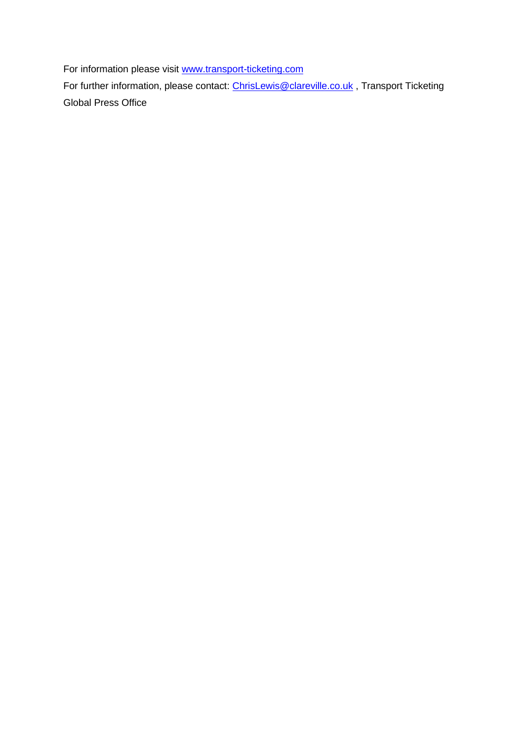For information please visit www.transport-ticketing.com

For further information, please contact: ChrisLewis@clareville.co.uk , Transport Ticketing Global Press Office